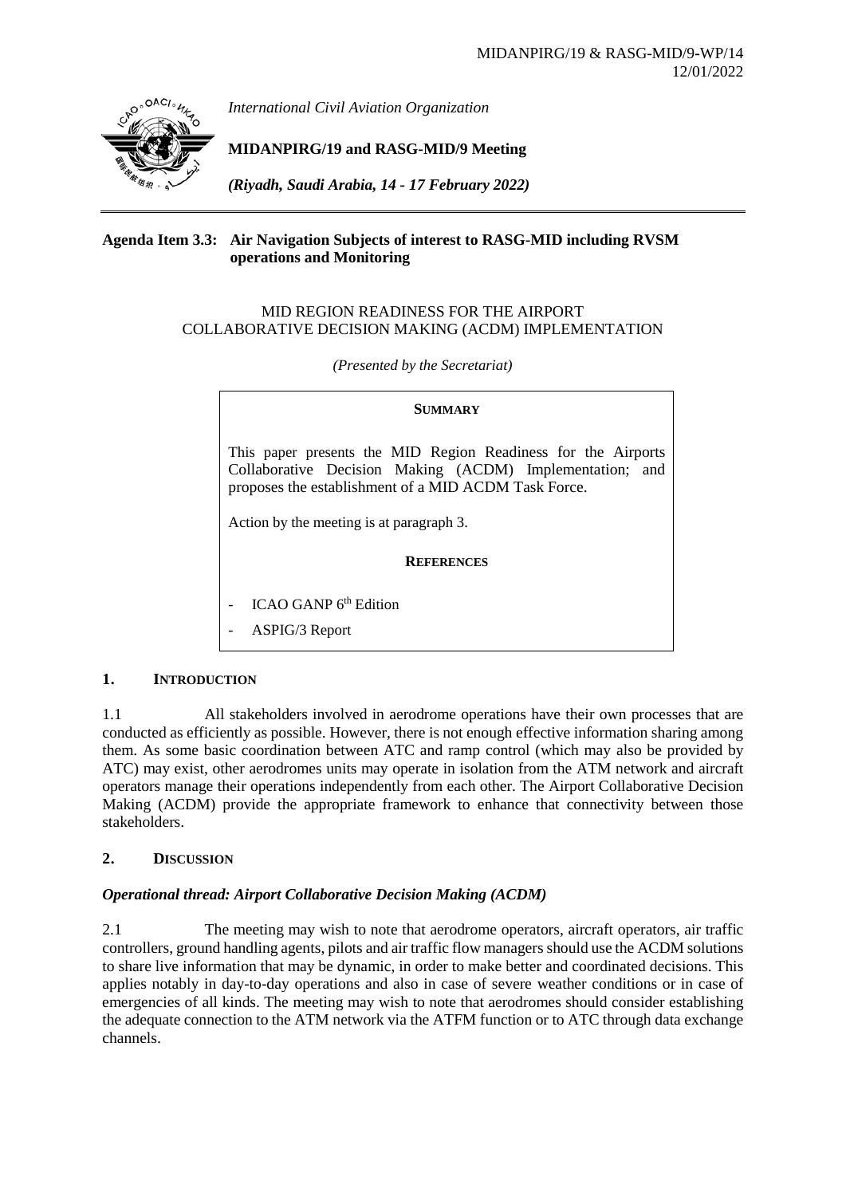MIDANPIRG/19 & RASG-MID/9-WP/14
12/01/2022

*International Civil Aviation Organization*

**MIDANPIRG/19 and RASG-MID/9 Meeting**

*(Riyadh, Saudi Arabia, 14 - 17 February 2022)*

---

**Agenda Item 3.3: Air Navigation Subjects of interest to RASG-MID including RVSM operations and Monitoring**

MID REGION READINESS FOR THE AIRPORT COLLABORATIVE DECISION MAKING (ACDM) IMPLEMENTATION

*(Presented by the Secretariat)*

**SUMMARY**

This paper presents the MID Region Readiness for the Airports Collaborative Decision Making (ACDM) Implementation; and proposes the establishment of a MID ACDM Task Force.

Action by the meeting is at paragraph 3.

**REFERENCES**

- ICAO GANP 6th Edition
- ASPIG/3 Report

## 1. INTRODUCTION

1.1 All stakeholders involved in aerodrome operations have their own processes that are conducted as efficiently as possible. However, there is not enough effective information sharing among them. As some basic coordination between ATC and ramp control (which may also be provided by ATC) may exist, other aerodromes units may operate in isolation from the ATM network and aircraft operators manage their operations independently from each other. The Airport Collaborative Decision Making (ACDM) provide the appropriate framework to enhance that connectivity between those stakeholders.

## 2. DISCUSSION

### *Operational thread: Airport Collaborative Decision Making (ACDM)*

2.1 The meeting may wish to note that aerodrome operators, aircraft operators, air traffic controllers, ground handling agents, pilots and air traffic flow managers should use the ACDM solutions to share live information that may be dynamic, in order to make better and coordinated decisions. This applies notably in day-to-day operations and also in case of severe weather conditions or in case of emergencies of all kinds. The meeting may wish to note that aerodromes should consider establishing the adequate connection to the ATM network via the ATFM function or to ATC through data exchange channels.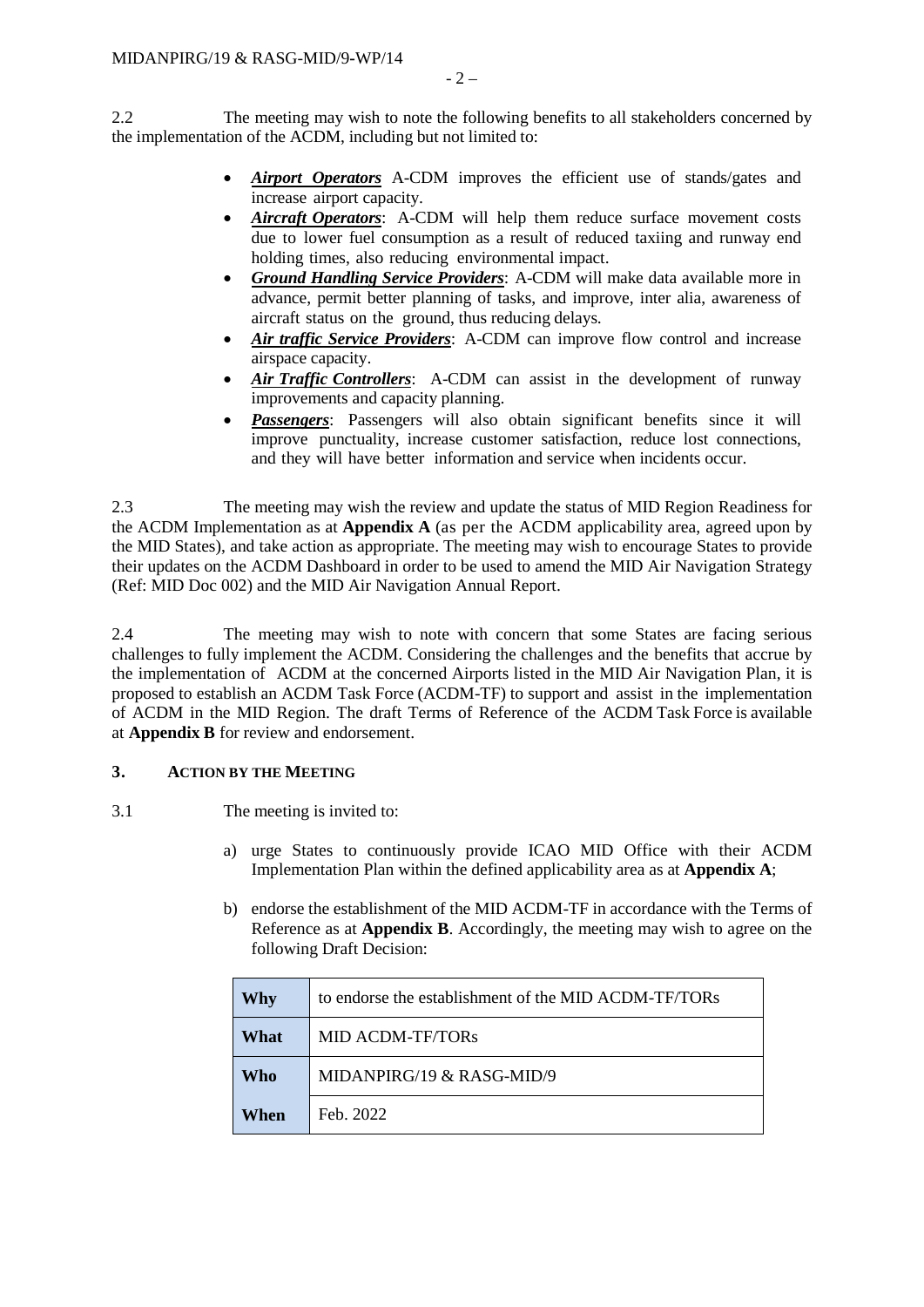2.2 The meeting may wish to note the following benefits to all stakeholders concerned by the implementation of the ACDM, including but not limited to:

- ***Airport Operators*** A-CDM improves the efficient use of stands/gates and increase airport capacity.
- ***Aircraft Operators***: A-CDM will help them reduce surface movement costs due to lower fuel consumption as a result of reduced taxiing and runway end holding times, also reducing environmental impact.
- ***Ground Handling Service Providers***: A-CDM will make data available more in advance, permit better planning of tasks, and improve, inter alia, awareness of aircraft status on the ground, thus reducing delays.
- ***Air traffic Service Providers***: A-CDM can improve flow control and increase airspace capacity.
- ***Air Traffic Controllers***: A-CDM can assist in the development of runway improvements and capacity planning.
- ***Passengers***: Passengers will also obtain significant benefits since it will improve punctuality, increase customer satisfaction, reduce lost connections, and they will have better information and service when incidents occur.

2.3 The meeting may wish the review and update the status of MID Region Readiness for the ACDM Implementation as at **Appendix A** (as per the ACDM applicability area, agreed upon by the MID States), and take action as appropriate. The meeting may wish to encourage States to provide their updates on the ACDM Dashboard in order to be used to amend the MID Air Navigation Strategy (Ref: MID Doc 002) and the MID Air Navigation Annual Report.

2.4 The meeting may wish to note with concern that some States are facing serious challenges to fully implement the ACDM. Considering the challenges and the benefits that accrue by the implementation of ACDM at the concerned Airports listed in the MID Air Navigation Plan, it is proposed to establish an ACDM Task Force (ACDM-TF) to support and assist in the implementation of ACDM in the MID Region. The draft Terms of Reference of the ACDM Task Force is available at **Appendix B** for review and endorsement.

## 3. ACTION BY THE MEETING

3.1 The meeting is invited to:

a) urge States to continuously provide ICAO MID Office with their ACDM Implementation Plan within the defined applicability area as at **Appendix A**;

b) endorse the establishment of the MID ACDM-TF in accordance with the Terms of Reference as at **Appendix B**. Accordingly, the meeting may wish to agree on the following Draft Decision:

| | |
|---|---|
| **Why** | to endorse the establishment of the MID ACDM-TF/TORs |
| **What** | MID ACDM-TF/TORs |
| **Who** | MIDANPIRG/19 & RASG-MID/9 |
| **When** | Feb. 2022 |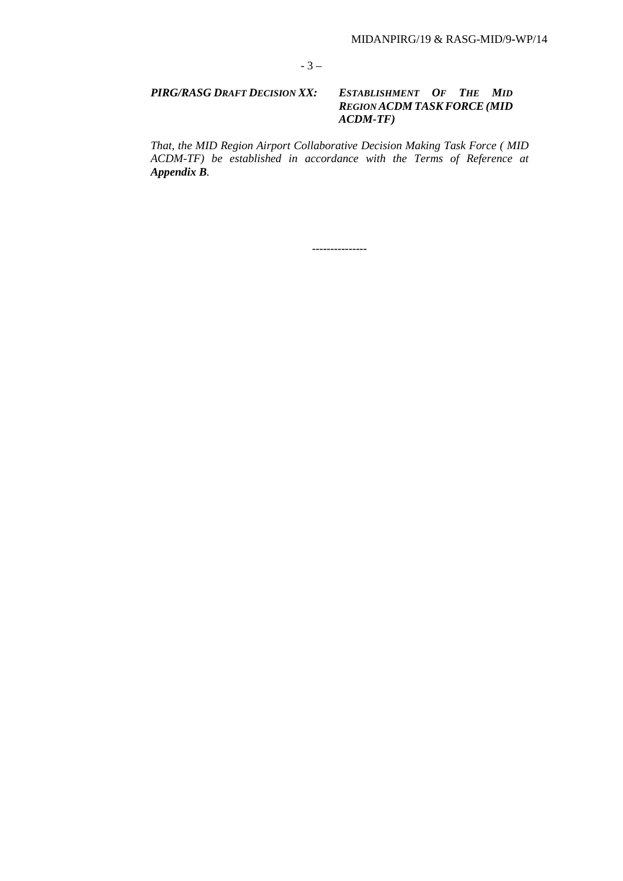***PIRG/RASG DRAFT DECISION XX: ESTABLISHMENT OF THE MID REGION ACDM TASK FORCE (MID ACDM-TF)***

*That, the MID Region Airport Collaborative Decision Making Task Force ( MID ACDM-TF) be established in accordance with the Terms of Reference at **Appendix B**.*

---------------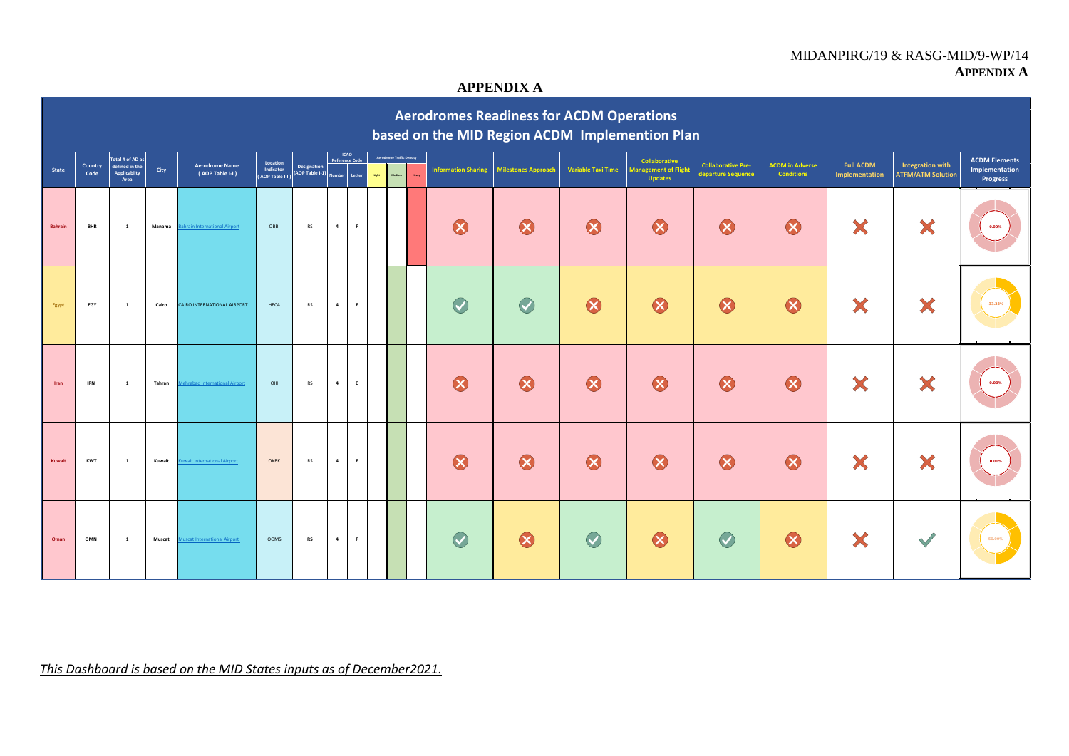MIDANPIRG/19 & RASG-MID/9-WP/14
**APPENDIX A**

## APPENDIX A

# Aerodromes Readiness for ACDM Operations based on the MID Region ACDM Implemention Plan

| State | Country Code | Total # of AD as defined in the Applicabilty Area | City | Aerodrome Name ( AOP Table I-I ) | Location Indicator ( AOP Table I-I ) | Designation (AOP Table I-1) | ICAO Reference Code | | Aerodrome Traffic Density | | | Information Sharing | Milestones Approach | Variable Taxi Time | Collaborative Management of Flight Updates | Collaborative Pre-departure Sequence | ACDM in Adverse Conditions | Full ACDM Implementation | Integration with ATFM/ATM Solution | ACDM Elements Implementation Progress |
|---|---|---|---|---|---|---|---|---|---|---|---|---|---|---|---|---|---|---|---|---|
| | | | | | | | Number | Letter | Light | Medium | Heavy | | | | | | | | | |
| Bahrain | BHR | 1 | Manama | Bahrain International Airport | OBBI | RS | 4 | F | | | Heavy | ✗ | ✗ | ✗ | ✗ | ✗ | ✗ | ✗ | ✗ | 0.00% |
| Egypt | EGY | 1 | Cairo | CAIRO INTERNATIONAL AIRPORT | HECA | RS | 4 | F | | Medium | | ✓ | ✓ | ✗ | ✗ | ✗ | ✗ | ✗ | ✗ | 33.33% |
| Iran | IRN | 1 | Tahran | Mehrabad International Airport | OIII | RS | 4 | E | | Medium | | ✗ | ✗ | ✗ | ✗ | ✗ | ✗ | ✗ | ✗ | 0.00% |
| Kuwait | KWT | 1 | Kuwait | Kuwait International Airport | OKBK | RS | 4 | F | | Medium | | ✗ | ✗ | ✗ | ✗ | ✗ | ✗ | ✗ | ✗ | 0.00% |
| Oman | OMN | 1 | Muscat | Muscat International Airport | OOMS | RS | 4 | F | | Medium | | ✓ | ✗ | ✓ | ✗ | ✓ | ✗ | ✗ | ✓ | 50.00% |

*This Dashboard is based on the MID States inputs as of December2021.*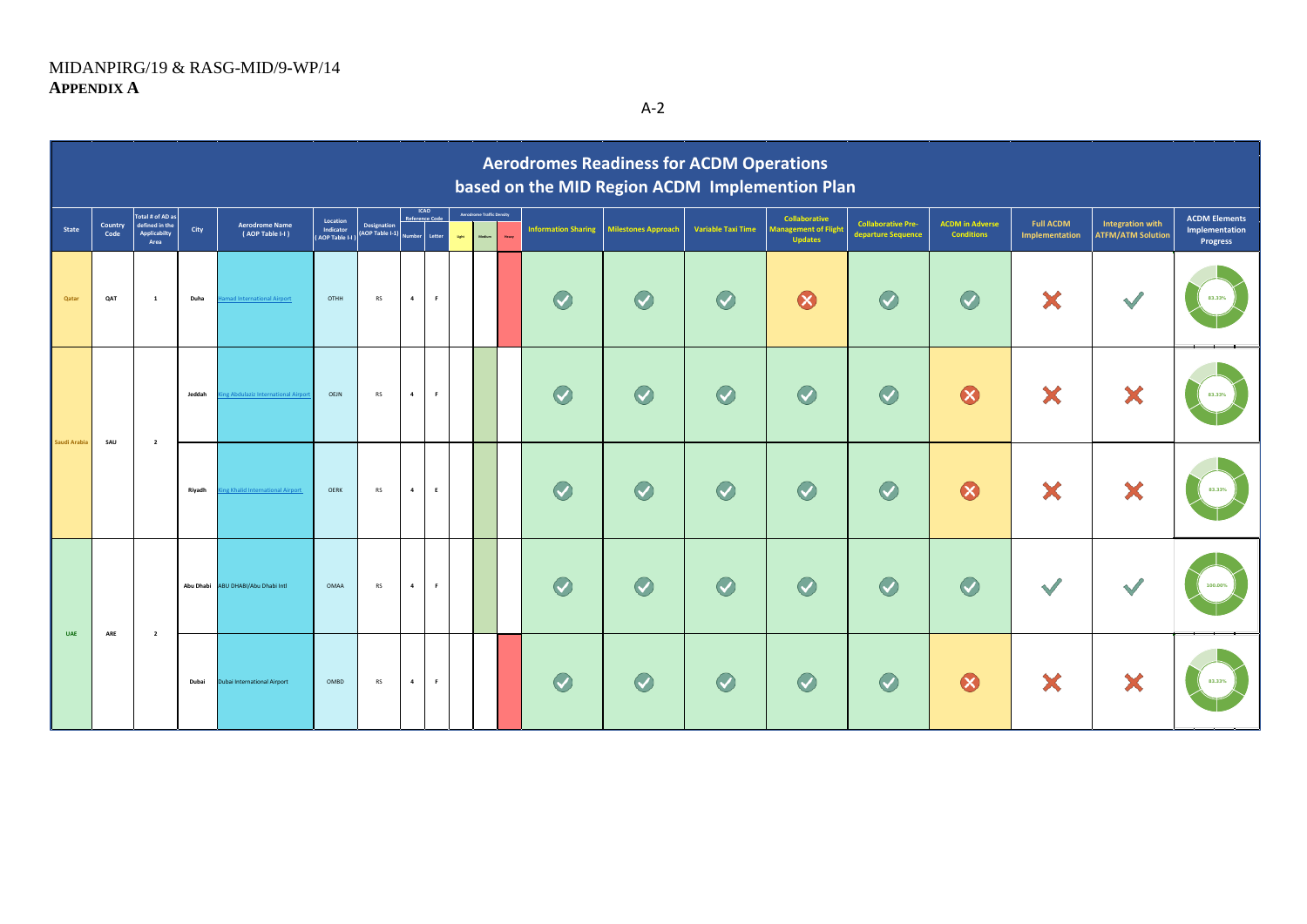MIDANPIRG/19 & RASG-MID/9-WP/14
**APPENDIX A**

A-2

# Aerodromes Readiness for ACDM Operations based on the MID Region ACDM Implemention Plan

| State | Country Code | Total # of AD as defined in the Applicabilty Area | City | Aerodrome Name ( AOP Table I-I ) | Location Indicator ( AOP Table I-I ) | Designation (AOP Table I-1) | ICAO Reference Code | | Aerodrome Traffic Density | | | Information Sharing | Milestones Approach | Variable Taxi Time | Collaborative Management of Flight Updates | Collaborative Pre-departure Sequence | ACDM in Adverse Conditions | Full ACDM Implementation | Integration with ATFM/ATM Solution | ACDM Elements Implementation Progress |
|---|---|---|---|---|---|---|---|---|---|---|---|---|---|---|---|---|---|---|---|---|
| | | | | | | | Number | Letter | Light | Medium | Heavy | | | | | | | | | |
| Qatar | QAT | 1 | Duha | Hamad International Airport | OTHH | RS | 4 | F | | | ■ | ✓ | ✓ | ✓ | ✗ | ✓ | ✓ | ✗ | ✓ | 83.33% |
| Saudi Arabia | SAU | 2 | Jeddah | King Abdulaziz International Airport | OEJN | RS | 4 | F | | ■ | | ✓ | ✓ | ✓ | ✓ | ✓ | ✗ | ✗ | ✗ | 83.33% |
| | | | Riyadh | King Khalid International Airport | OERK | RS | 4 | E | | ■ | | ✓ | ✓ | ✓ | ✓ | ✓ | ✗ | ✗ | ✗ | 83.33% |
| UAE | ARE | 2 | Abu Dhabi | ABU DHABI/Abu Dhabi Intl | OMAA | RS | 4 | F | | ■ | | ✓ | ✓ | ✓ | ✓ | ✓ | ✓ | ✓ | ✓ | 100.00% |
| | | | Dubai | Dubai International Airport | OMDB | RS | 4 | F | | | ■ | ✓ | ✓ | ✓ | ✓ | ✓ | ✗ | ✗ | ✗ | 83.33% |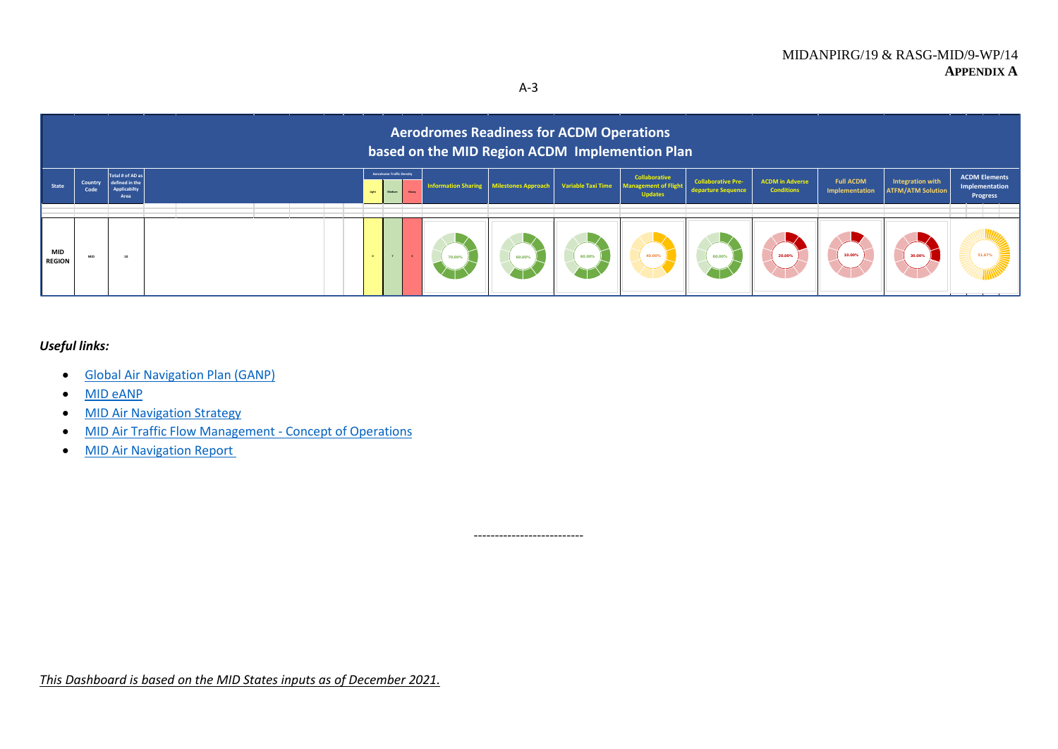## Aerodromes Readiness for ACDM Operations based on the MID Region ACDM Implemention Plan

| State | Country Code | Total # of AD as defined in the Applicabilty Area | Aerodrome Traffic Density | | | Information Sharing | Milestones Approach | Variable Taxi Time | Collaborative Management of Flight Updates | Collaborative Pre-departure Sequence | ACDM in Adverse Conditions | Full ACDM Implementation | Integration with ATFM/ATM Solution | ACDM Elements Implementation Progress |
|---|---|---|---|---|---|---|---|---|---|---|---|---|---|---|
| | | | Light | Medium | Heavy | | | | | | | | | |
| MID REGION | MID | 10 | 0 | 7 | 3 | 70.00% | 60.00% | 60.00% | 40.00% | 60.00% | 20.00% | 10.00% | 30.00% | 51.67% |

*Useful links:*

- Global Air Navigation Plan (GANP)
- MID eANP
- MID Air Navigation Strategy
- MID Air Traffic Flow Management - Concept of Operations
- MID Air Navigation Report

--------------------------

*This Dashboard is based on the MID States inputs as of December 2021.*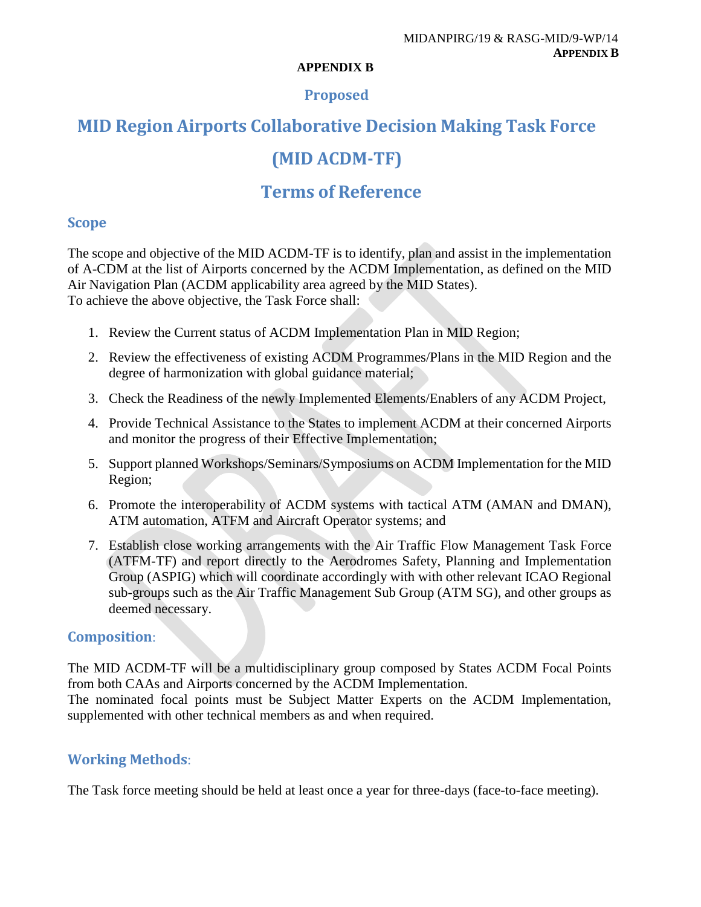**APPENDIX B**

## Proposed

# MID Region Airports Collaborative Decision Making Task Force

# (MID ACDM-TF)

# Terms of Reference

## Scope

The scope and objective of the MID ACDM-TF is to identify, plan and assist in the implementation of A-CDM at the list of Airports concerned by the ACDM Implementation, as defined on the MID Air Navigation Plan (ACDM applicability area agreed by the MID States).
To achieve the above objective, the Task Force shall:

1. Review the Current status of ACDM Implementation Plan in MID Region;
2. Review the effectiveness of existing ACDM Programmes/Plans in the MID Region and the degree of harmonization with global guidance material;
3. Check the Readiness of the newly Implemented Elements/Enablers of any ACDM Project,
4. Provide Technical Assistance to the States to implement ACDM at their concerned Airports and monitor the progress of their Effective Implementation;
5. Support planned Workshops/Seminars/Symposiums on ACDM Implementation for the MID Region;
6. Promote the interoperability of ACDM systems with tactical ATM (AMAN and DMAN), ATM automation, ATFM and Aircraft Operator systems; and
7. Establish close working arrangements with the Air Traffic Flow Management Task Force (ATFM-TF) and report directly to the Aerodromes Safety, Planning and Implementation Group (ASPIG) which will coordinate accordingly with with other relevant ICAO Regional sub-groups such as the Air Traffic Management Sub Group (ATM SG), and other groups as deemed necessary.

## Composition:

The MID ACDM-TF will be a multidisciplinary group composed by States ACDM Focal Points from both CAAs and Airports concerned by the ACDM Implementation.
The nominated focal points must be Subject Matter Experts on the ACDM Implementation, supplemented with other technical members as and when required.

## Working Methods:

The Task force meeting should be held at least once a year for three-days (face-to-face meeting).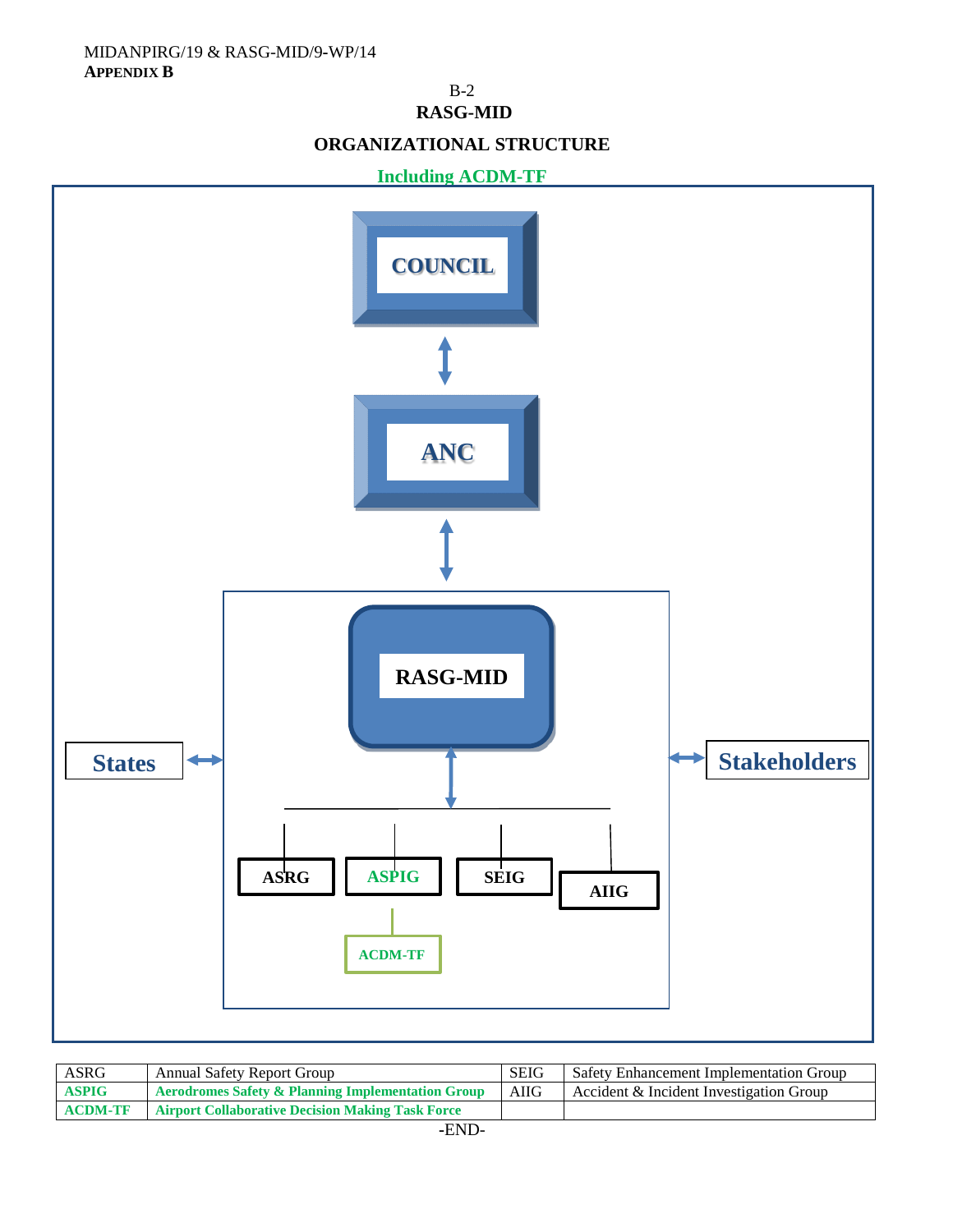MIDANPIRG/19 & RASG-MID/9-WP/14
**APPENDIX B**

B-2

**RASG-MID**

**ORGANIZATIONAL STRUCTURE**

**Including ACDM-TF**

COUNCIL

ANC

RASG-MID

States

Stakeholders

ASRG

ASPIG

SEIG

AIIG

ACDM-TF

| | | | |
|---|---|---|---|
| ASRG | Annual Safety Report Group | SEIG | Safety Enhancement Implementation Group |
| **ASPIG** | **Aerodromes Safety & Planning Implementation Group** | AIIG | Accident & Incident Investigation Group |
| **ACDM-TF** | **Airport Collaborative Decision Making Task Force** | | |

-END-